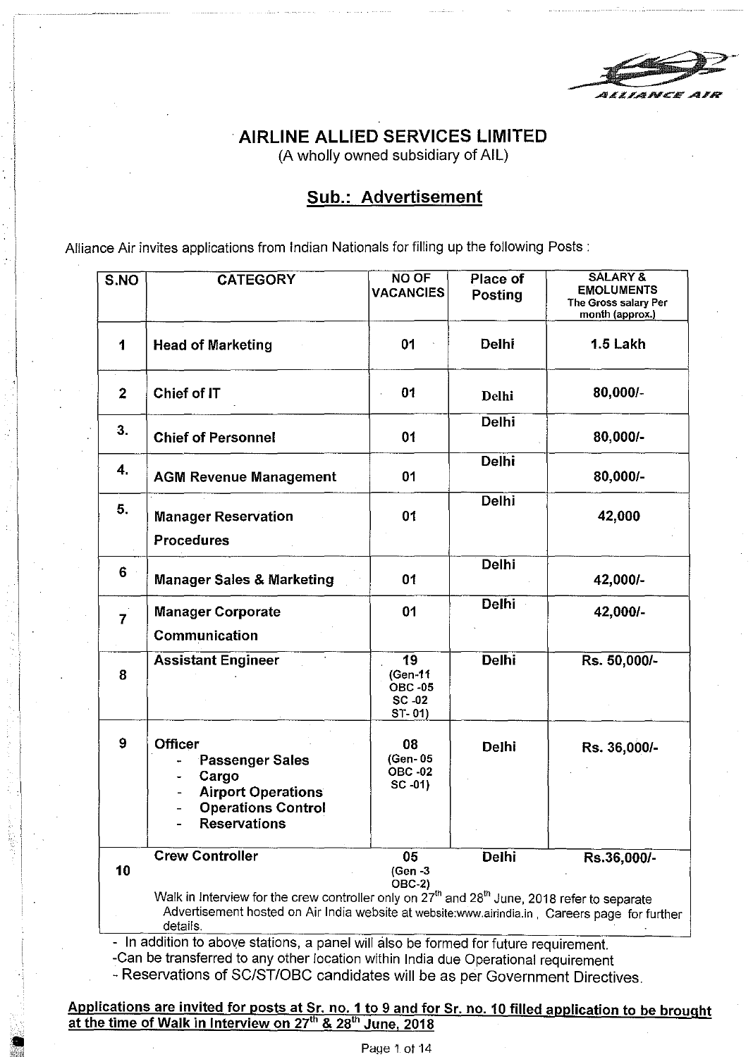# AIRLINE ALLIED SERVICES LIMITED

(A wholly owned subsidiary of AIL)

## Sub.: Advertisement

Alliance Air invites applications from Indian Nationals for filling up the following Posts :

| S.NO | CATEGORY | NO OF VACANCIES | Place of Posting | SALARY & EMOLUMENTS The Gross salary Per month (approx.) |
|---|---|---|---|---|
| 1 | Head of Marketing | 01 | Delhi | 1.5 Lakh |
| 2 | Chief of IT | 01 | Delhi | 80,000/- |
| 3. | Chief of Personnel | 01 | Delhi | 80,000/- |
| 4. | AGM Revenue Management | 01 | Delhi | 80,000/- |
| 5. | Manager Reservation Procedures | 01 | Delhi | 42,000 |
| 6 | Manager Sales & Marketing | 01 | Delhi | 42,000/- |
| 7 | Manager Corporate Communication | 01 | Delhi | 42,000/- |
| 8 | Assistant Engineer | 19 (Gen-11 OBC -05 SC -02 ST- 01) | Delhi | Rs. 50,000/- |
| 9 | Officer - Passenger Sales - Cargo - Airport Operations - Operations Control - Reservations | 08 (Gen- 05 OBC -02 SC -01) | Delhi | Rs. 36,000/- |
| 10 | Crew Controller | 05 (Gen -3 OBC-2) | Delhi | Rs.36,000/- |
| | Walk in Interview for the crew controller only on 27th and 28th June, 2018 refer to separate Advertisement hosted on Air India website at website:www.airindia.in , Careers page for further details. | | | |

- In addition to above stations, a panel will also be formed for future requirement.
- Can be transferred to any other location within India due Operational requirement
- Reservations of SC/ST/OBC candidates will be as per Government Directives.

**Applications are invited for posts at Sr. no. 1 to 9 and for Sr. no. 10 filled application to be brought at the time of Walk in Interview on 27th & 28th June, 2018**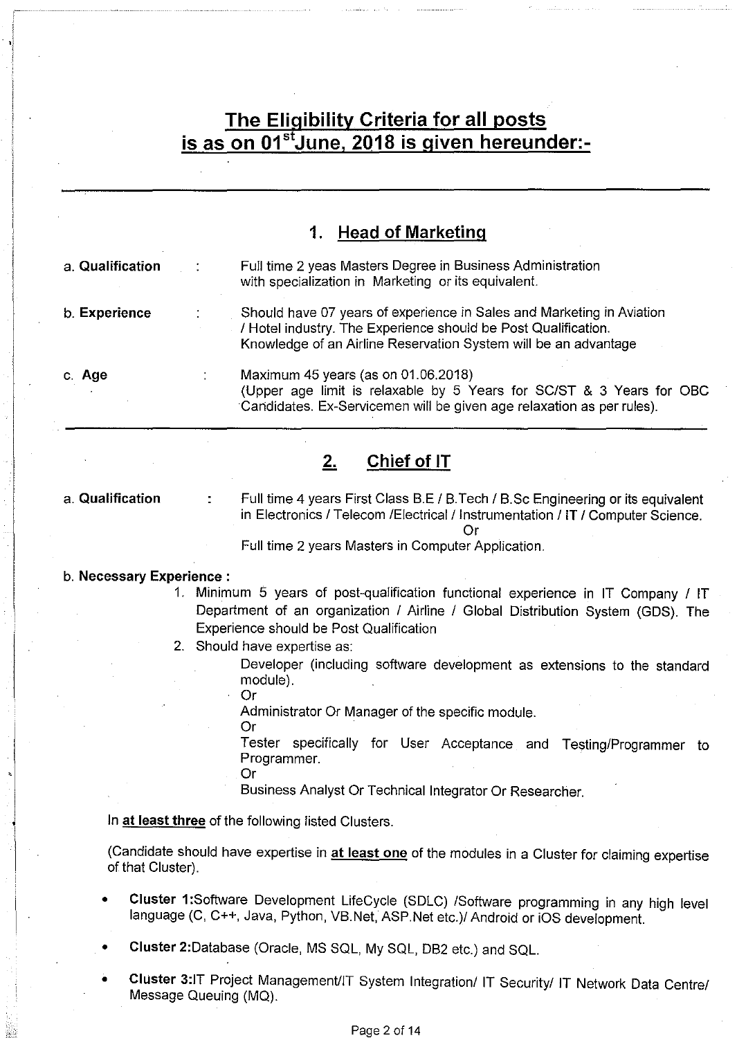# The Eligibility Criteria for all posts is as on 01st June, 2018 is given hereunder:-

## 1. Head of Marketing

**a. Qualification** : Full time 2 yeas Masters Degree in Business Administration with specialization in Marketing or its equivalent.

**b. Experience** : Should have 07 years of experience in Sales and Marketing in Aviation / Hotel industry. The Experience should be Post Qualification. Knowledge of an Airline Reservation System will be an advantage

**c. Age** : Maximum 45 years (as on 01.06.2018)
(Upper age limit is relaxable by 5 Years for SC/ST & 3 Years for OBC Candidates. Ex-Servicemen will be given age relaxation as per rules).

## 2. Chief of IT

**a. Qualification** : Full time 4 years First Class B.E / B.Tech / B.Sc Engineering or its equivalent in Electronics / Telecom /Electrical / Instrumentation / IT / Computer Science.

Or

Full time 2 years Masters in Computer Application.

**b. Necessary Experience :**

1. Minimum 5 years of post-qualification functional experience in IT Company / IT Department of an organization / Airline / Global Distribution System (GDS). The Experience should be Post Qualification
2. Should have expertise as:

   Developer (including software development as extensions to the standard module).

   Or

   Administrator Or Manager of the specific module.

   Or

   Tester specifically for User Acceptance and Testing/Programmer to Programmer.

   Or

   Business Analyst Or Technical Integrator Or Researcher.

In **at least three** of the following listed Clusters.

(Candidate should have expertise in **at least one** of the modules in a Cluster for claiming expertise of that Cluster).

- **Cluster 1:**Software Development LifeCycle (SDLC) /Software programming in any high level language (C, C++, Java, Python, VB.Net, ASP.Net etc.)/ Android or iOS development.
- **Cluster 2:**Database (Oracle, MS SQL, My SQL, DB2 etc.) and SQL.
- **Cluster 3:**IT Project Management/IT System Integration/ IT Security/ IT Network Data Centre/ Message Queuing (MQ).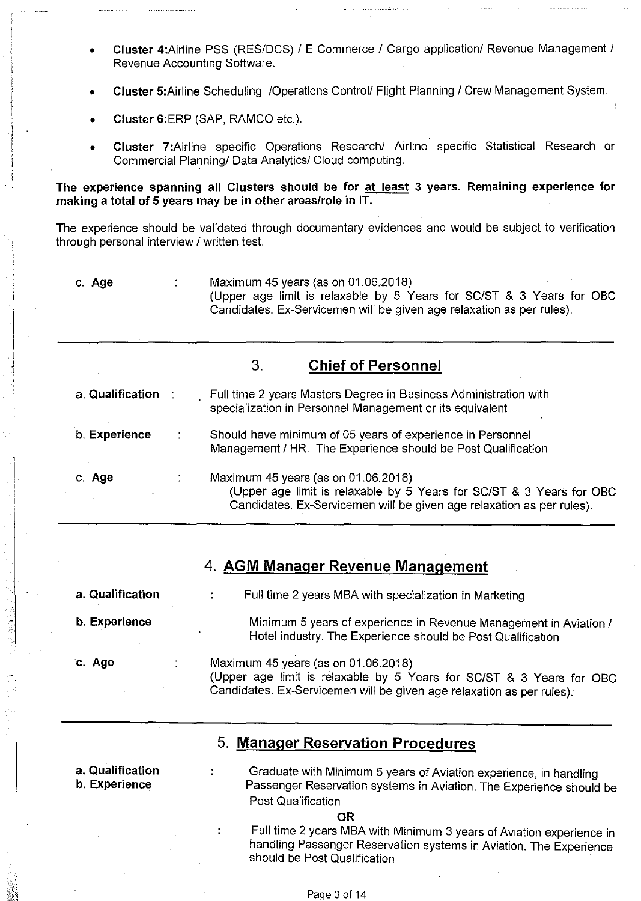- **Cluster 4:**Airline PSS (RES/DCS) / E Commerce / Cargo application/ Revenue Management / Revenue Accounting Software.
- **Cluster 5:**Airline Scheduling /Operations Control/ Flight Planning / Crew Management System.
- **Cluster 6:**ERP (SAP, RAMCO etc.).
- **Cluster 7:**Airline specific Operations Research/ Airline specific Statistical Research or Commercial Planning/ Data Analytics/ Cloud computing.

**The experience spanning all Clusters should be for at least 3 years. Remaining experience for making a total of 5 years may be in other areas/role in IT.**

The experience should be validated through documentary evidences and would be subject to verification through personal interview / written test.

c. **Age** : Maximum 45 years (as on 01.06.2018)
(Upper age limit is relaxable by 5 Years for SC/ST & 3 Years for OBC Candidates. Ex-Servicemen will be given age relaxation as per rules).

---

## 3. Chief of Personnel

a. **Qualification** : Full time 2 years Masters Degree in Business Administration with specialization in Personnel Management or its equivalent

b. **Experience** : Should have minimum of 05 years of experience in Personnel Management / HR. The Experience should be Post Qualification

c. **Age** : Maximum 45 years (as on 01.06.2018)
(Upper age limit is relaxable by 5 Years for SC/ST & 3 Years for OBC Candidates. Ex-Servicemen will be given age relaxation as per rules).

---

## 4. AGM Manager Revenue Management

**a. Qualification** : Full time 2 years MBA with specialization in Marketing

**b. Experience** Minimum 5 years of experience in Revenue Management in Aviation / Hotel industry. The Experience should be Post Qualification

**c. Age** : Maximum 45 years (as on 01.06.2018)
(Upper age limit is relaxable by 5 Years for SC/ST & 3 Years for OBC Candidates. Ex-Servicemen will be given age relaxation as per rules).

---

## 5. Manager Reservation Procedures

**a. Qualification**
**b. Experience**
: Graduate with Minimum 5 years of Aviation experience, in handling Passenger Reservation systems in Aviation. The Experience should be Post Qualification

**OR**

: Full time 2 years MBA with Minimum 3 years of Aviation experience in handling Passenger Reservation systems in Aviation. The Experience should be Post Qualification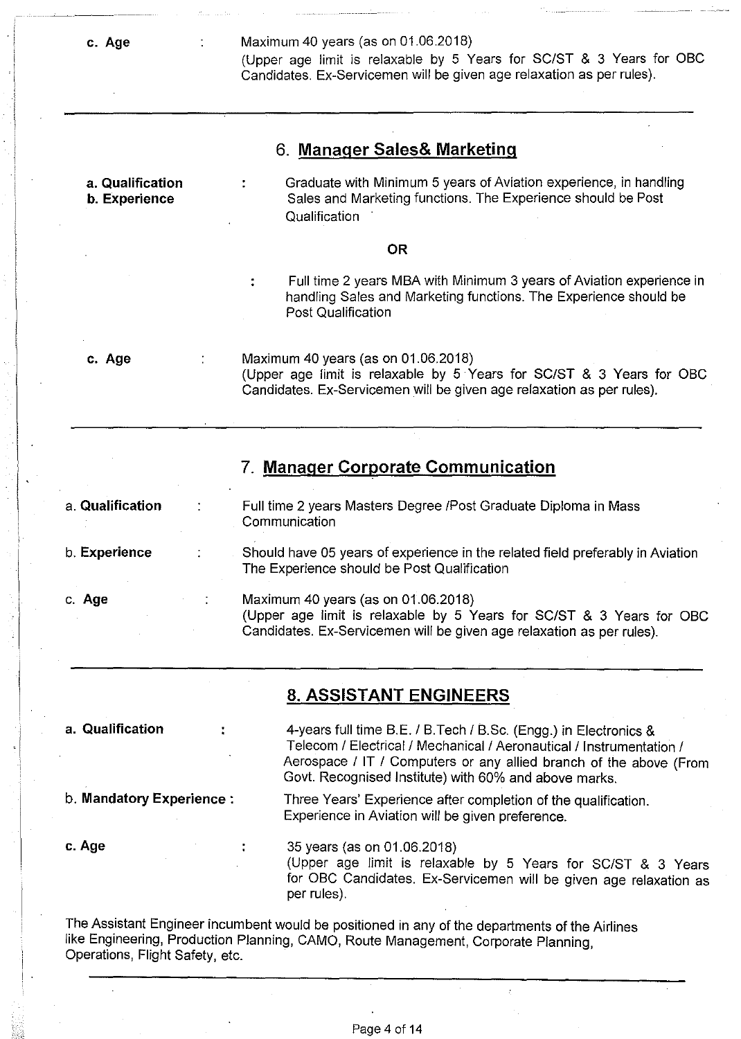**c. Age** : Maximum 40 years (as on 01.06.2018)
(Upper age limit is relaxable by 5 Years for SC/ST & 3 Years for OBC Candidates. Ex-Servicemen will be given age relaxation as per rules).

---

## 6. Manager Sales& Marketing

**a. Qualification**
**b. Experience** : Graduate with Minimum 5 years of Aviation experience, in handling Sales and Marketing functions. The Experience should be Post Qualification

**OR**

: Full time 2 years MBA with Minimum 3 years of Aviation experience in handling Sales and Marketing functions. The Experience should be Post Qualification

**c. Age** : Maximum 40 years (as on 01.06.2018)
(Upper age limit is relaxable by 5 Years for SC/ST & 3 Years for OBC Candidates. Ex-Servicemen will be given age relaxation as per rules).

---

## 7. Manager Corporate Communication

a. **Qualification** : Full time 2 years Masters Degree /Post Graduate Diploma in Mass Communication

b. **Experience** : Should have 05 years of experience in the related field preferably in Aviation The Experience should be Post Qualification

c. **Age** : Maximum 40 years (as on 01.06.2018)
(Upper age limit is relaxable by 5 Years for SC/ST & 3 Years for OBC Candidates. Ex-Servicemen will be given age relaxation as per rules).

---

## 8. ASSISTANT ENGINEERS

**a. Qualification** : 4-years full time B.E. / B.Tech / B.Sc. (Engg.) in Electronics & Telecom / Electrical / Mechanical / Aeronautical / Instrumentation / Aerospace / IT / Computers or any allied branch of the above (From Govt. Recognised Institute) with 60% and above marks.

b. **Mandatory Experience** : Three Years' Experience after completion of the qualification. Experience in Aviation will be given preference.

**c. Age** : 35 years (as on 01.06.2018)
(Upper age limit is relaxable by 5 Years for SC/ST & 3 Years for OBC Candidates. Ex-Servicemen will be given age relaxation as per rules).

The Assistant Engineer incumbent would be positioned in any of the departments of the Airlines like Engineering, Production Planning, CAMO, Route Management, Corporate Planning, Operations, Flight Safety, etc.

---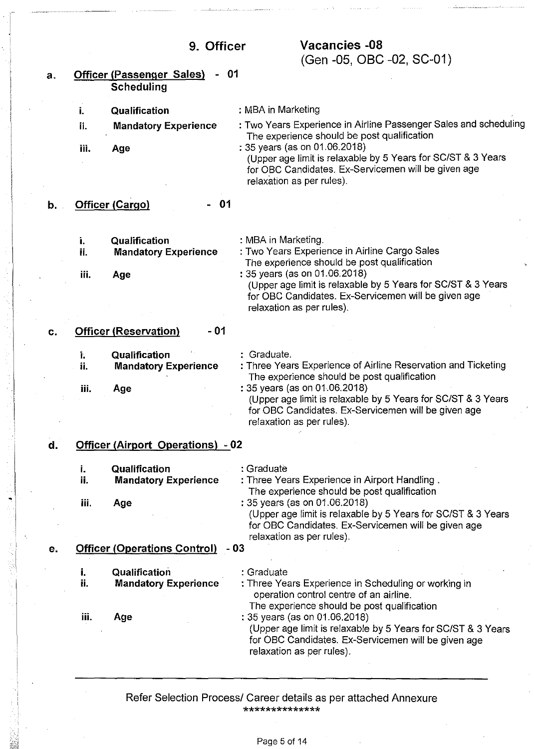## 9. Officer

**Vacancies -08**
(Gen -05, OBC -02, SC-01)

### a. Officer (Passenger Sales) - 01 Scheduling

i. **Qualification** : MBA in Marketing

ii. **Mandatory Experience** : Two Years Experience in Airline Passenger Sales and scheduling
The experience should be post qualification

iii. **Age** : 35 years (as on 01.06.2018)
(Upper age limit is relaxable by 5 Years for SC/ST & 3 Years for OBC Candidates. Ex-Servicemen will be given age relaxation as per rules).

### b. Officer (Cargo) - 01

i. **Qualification** : MBA in Marketing.

ii. **Mandatory Experience** : Two Years Experience in Airline Cargo Sales
The experience should be post qualification

iii. **Age** : 35 years (as on 01.06.2018)
(Upper age limit is relaxable by 5 Years for SC/ST & 3 Years for OBC Candidates. Ex-Servicemen will be given age relaxation as per rules).

### c. Officer (Reservation) - 01

i. **Qualification** : Graduate.

ii. **Mandatory Experience** : Three Years Experience of Airline Reservation and Ticketing
The experience should be post qualification

iii. **Age** : 35 years (as on 01.06.2018)
(Upper age limit is relaxable by 5 Years for SC/ST & 3 Years for OBC Candidates. Ex-Servicemen will be given age relaxation as per rules).

### d. Officer (Airport Operations) - 02

i. **Qualification** : Graduate

ii. **Mandatory Experience** : Three Years Experience in Airport Handling .
The experience should be post qualification

iii. **Age** : 35 years (as on 01.06.2018)
(Upper age limit is relaxable by 5 Years for SC/ST & 3 Years for OBC Candidates. Ex-Servicemen will be given age relaxation as per rules).

### e. Officer (Operations Control) - 03

i. **Qualification** : Graduate

ii. **Mandatory Experience** : Three Years Experience in Scheduling or working in operation control centre of an airline.
The experience should be post qualification

iii. **Age** : 35 years (as on 01.06.2018)
(Upper age limit is relaxable by 5 Years for SC/ST & 3 Years for OBC Candidates. Ex-Servicemen will be given age relaxation as per rules).

---

Refer Selection Process/ Career details as per attached Annexure

**************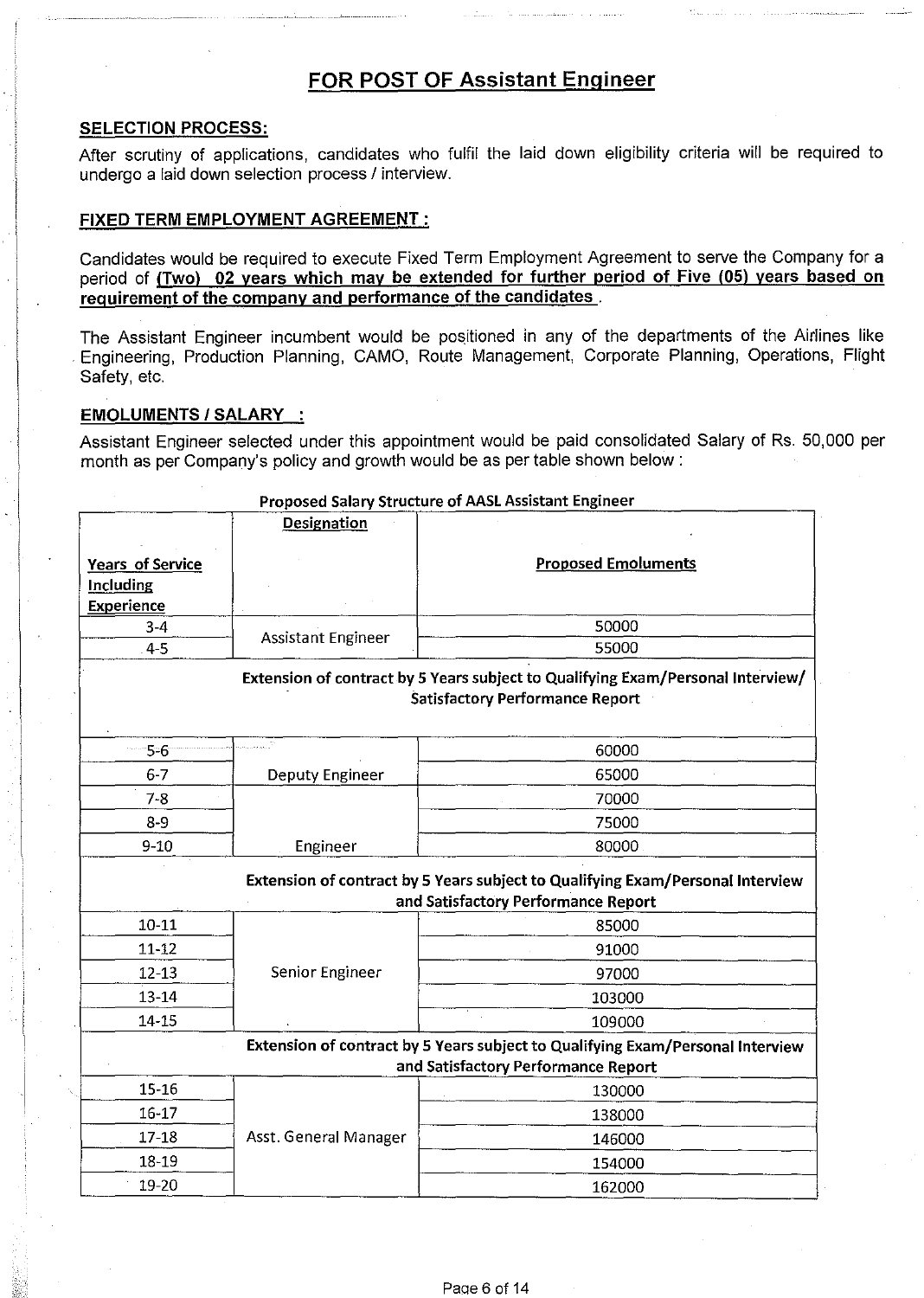# FOR POST OF Assistant Engineer

**SELECTION PROCESS:**

After scrutiny of applications, candidates who fulfil the laid down eligibility criteria will be required to undergo a laid down selection process / interview.

**FIXED TERM EMPLOYMENT AGREEMENT :**

Candidates would be required to execute Fixed Term Employment Agreement to serve the Company for a period of **(Two) 02 years which may be extended for further period of Five (05) years based on requirement of the company and performance of the candidates**.

The Assistant Engineer incumbent would be positioned in any of the departments of the Airlines like Engineering, Production Planning, CAMO, Route Management, Corporate Planning, Operations, Flight Safety, etc.

**EMOLUMENTS / SALARY :**

Assistant Engineer selected under this appointment would be paid consolidated Salary of Rs. 50,000 per month as per Company's policy and growth would be as per table shown below :

**Proposed Salary Structure of AASL Assistant Engineer**

| Years of Service Including Experience | Designation | Proposed Emoluments |
|---|---|---|
| 3-4 | Assistant Engineer | 50000 |
| 4-5 | | 55000 |
| **Extension of contract by 5 Years subject to Qualifying Exam/Personal Interview/ Satisfactory Performance Report** | | |
| 5-6 | Deputy Engineer | 60000 |
| 6-7 | | 65000 |
| 7-8 | Engineer | 70000 |
| 8-9 | | 75000 |
| 9-10 | | 80000 |
| **Extension of contract by 5 Years subject to Qualifying Exam/Personal Interview and Satisfactory Performance Report** | | |
| 10-11 | Senior Engineer | 85000 |
| 11-12 | | 91000 |
| 12-13 | | 97000 |
| 13-14 | | 103000 |
| 14-15 | | 109000 |
| **Extension of contract by 5 Years subject to Qualifying Exam/Personal Interview and Satisfactory Performance Report** | | |
| 15-16 | Asst. General Manager | 130000 |
| 16-17 | | 138000 |
| 17-18 | | 146000 |
| 18-19 | | 154000 |
| 19-20 | | 162000 |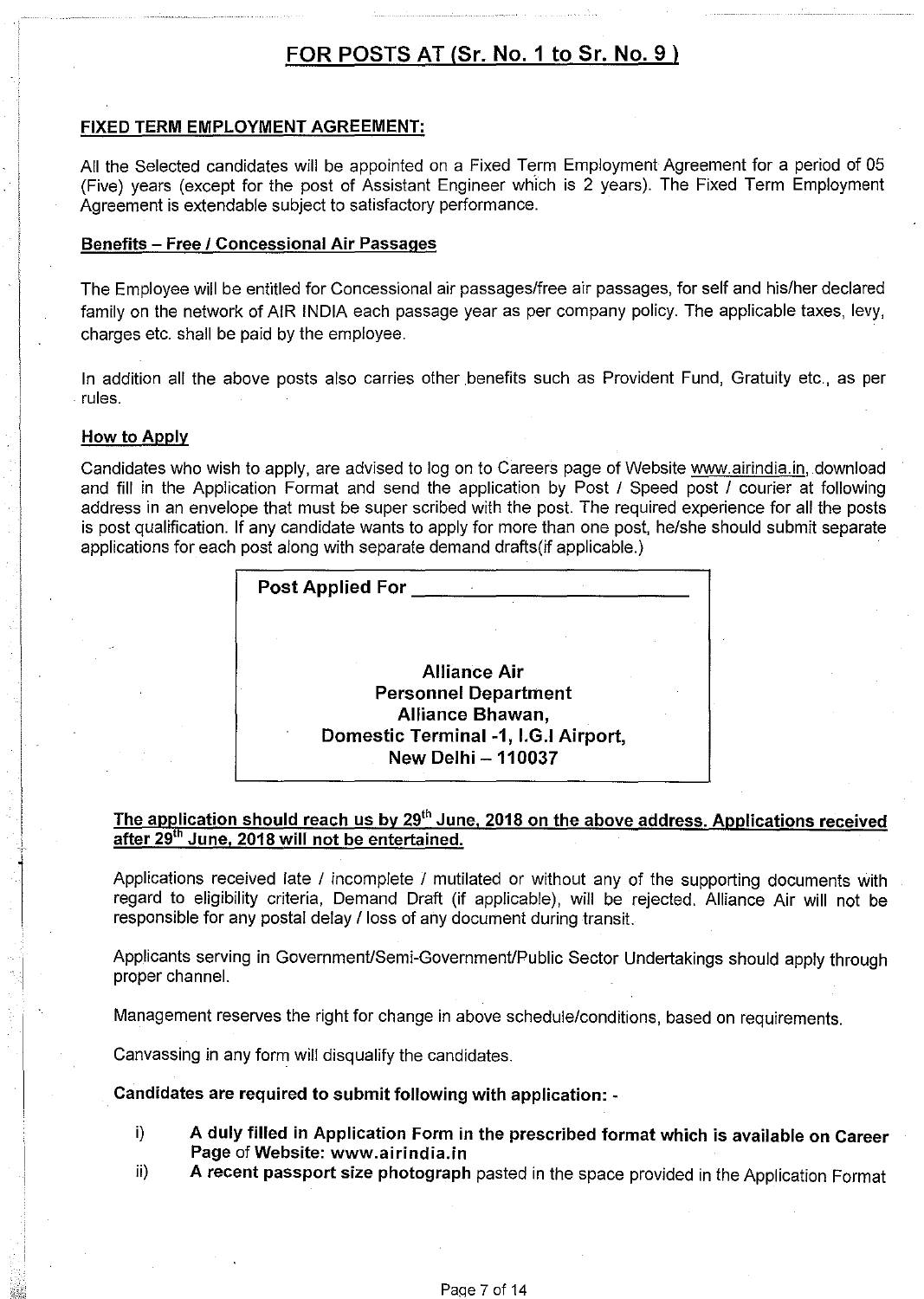## FOR POSTS AT (Sr. No. 1 to Sr. No. 9 )

**FIXED TERM EMPLOYMENT AGREEMENT:**

All the Selected candidates will be appointed on a Fixed Term Employment Agreement for a period of 05 (Five) years (except for the post of Assistant Engineer which is 2 years). The Fixed Term Employment Agreement is extendable subject to satisfactory performance.

**Benefits – Free / Concessional Air Passages**

The Employee will be entitled for Concessional air passages/free air passages, for self and his/her declared family on the network of AIR INDIA each passage year as per company policy. The applicable taxes, levy, charges etc. shall be paid by the employee.

In addition all the above posts also carries other benefits such as Provident Fund, Gratuity etc., as per rules.

**How to Apply**

Candidates who wish to apply, are advised to log on to Careers page of Website www.airindia.in, download and fill in the Application Format and send the application by Post / Speed post / courier at following address in an envelope that must be super scribed with the post. The required experience for all the posts is post qualification. If any candidate wants to apply for more than one post, he/she should submit separate applications for each post along with separate demand drafts(if applicable.)

**Post Applied For \_\_\_\_\_\_\_\_\_\_\_\_\_\_\_\_\_\_\_\_\_\_**

**Alliance Air**
**Personnel Department**
**Alliance Bhawan,**
**Domestic Terminal -1, I.G.I Airport,**
**New Delhi – 110037**

**The application should reach us by 29th June, 2018 on the above address. Applications received after 29th June, 2018 will not be entertained.**

Applications received late / incomplete / mutilated or without any of the supporting documents with regard to eligibility criteria, Demand Draft (if applicable), will be rejected. Alliance Air will not be responsible for any postal delay / loss of any document during transit.

Applicants serving in Government/Semi-Government/Public Sector Undertakings should apply through proper channel.

Management reserves the right for change in above schedule/conditions, based on requirements.

Canvassing in any form will disqualify the candidates.

**Candidates are required to submit following with application: -**

i) **A duly filled in Application Form in the prescribed format which is available on Career Page of Website: www.airindia.in**
ii) **A recent passport size photograph** pasted in the space provided in the Application Format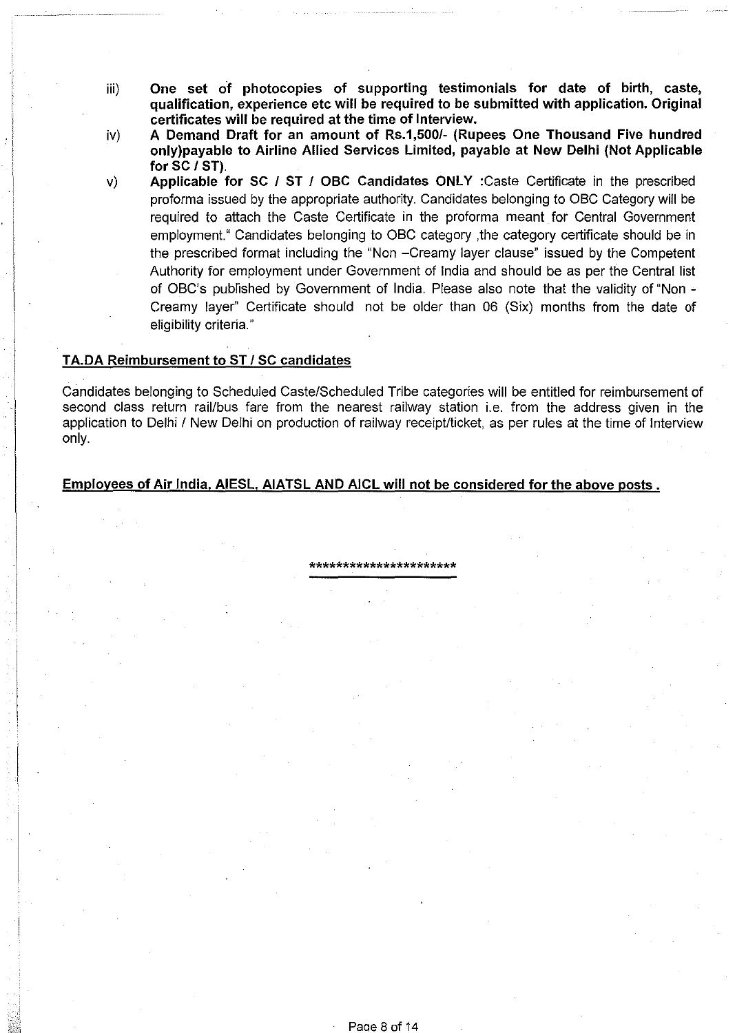iii) **One set of photocopies of supporting testimonials for date of birth, caste, qualification, experience etc will be required to be submitted with application. Original certificates will be required at the time of Interview.**

iv) **A Demand Draft for an amount of Rs.1,500/- (Rupees One Thousand Five hundred only)payable to Airline Allied Services Limited, payable at New Delhi (Not Applicable for SC / ST)**.

v) **Applicable for SC / ST / OBC Candidates ONLY** :Caste Certificate in the prescribed proforma issued by the appropriate authority. Candidates belonging to OBC Category will be required to attach the Caste Certificate in the proforma meant for Central Government employment." Candidates belonging to OBC category ,the category certificate should be in the prescribed format including the "Non –Creamy layer clause" issued by the Competent Authority for employment under Government of India and should be as per the Central list of OBC's published by Government of India. Please also note that the validity of "Non - Creamy layer" Certificate should not be older than 06 (Six) months from the date of eligibility criteria."

**TA.DA Reimbursement to ST / SC candidates**

Candidates belonging to Scheduled Caste/Scheduled Tribe categories will be entitled for reimbursement of second class return rail/bus fare from the nearest railway station i.e. from the address given in the application to Delhi / New Delhi on production of railway receipt/ticket, as per rules at the time of Interview only.

**Employees of Air India, AIESL, AIATSL AND AICL will not be considered for the above posts .**

**********************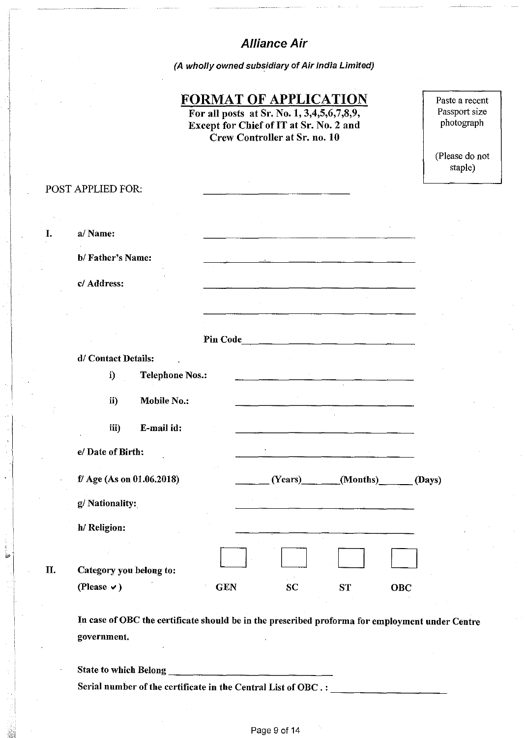## *Alliance Air*

*(A wholly owned subsidiary of Air India Limited)*

# FORMAT OF APPLICATION

**For all posts at Sr. No. 1, 3,4,5,6,7,8,9, Except for Chief of IT at Sr. No. 2 and Crew Controller at Sr. no. 10**

Paste a recent Passport size photograph

(Please do not staple)

POST APPLIED FOR: ____________________

**I.** **a/ Name:** ____________________

**b/ Father's Name:** ____________________

**c/ Address:** ____________________

____________________

**Pin Code** ____________________

**d/ Contact Details:**

- **i) Telephone Nos.:** ____________________
- **ii) Mobile No.:** ____________________
- **iii) E-mail id:** ____________________

**e/ Date of Birth:** ____________________

**f/ Age (As on 01.06.2018)** ______ **(Years)** ______ **(Months)** ______ **(Days)**

**g/ Nationality:** ____________________

**h/ Religion:** ____________________

**II.** **Category you belong to:**
**(Please ✓)**

| ☐ | ☐ | ☐ | ☐ |
|---|---|---|---|
| **GEN** | **SC** | **ST** | **OBC** |

**In case of OBC the certificate should be in the prescribed proforma for employment under Centre government.**

**State to which Belong** ____________________

**Serial number of the certificate in the Central List of OBC. :** ____________________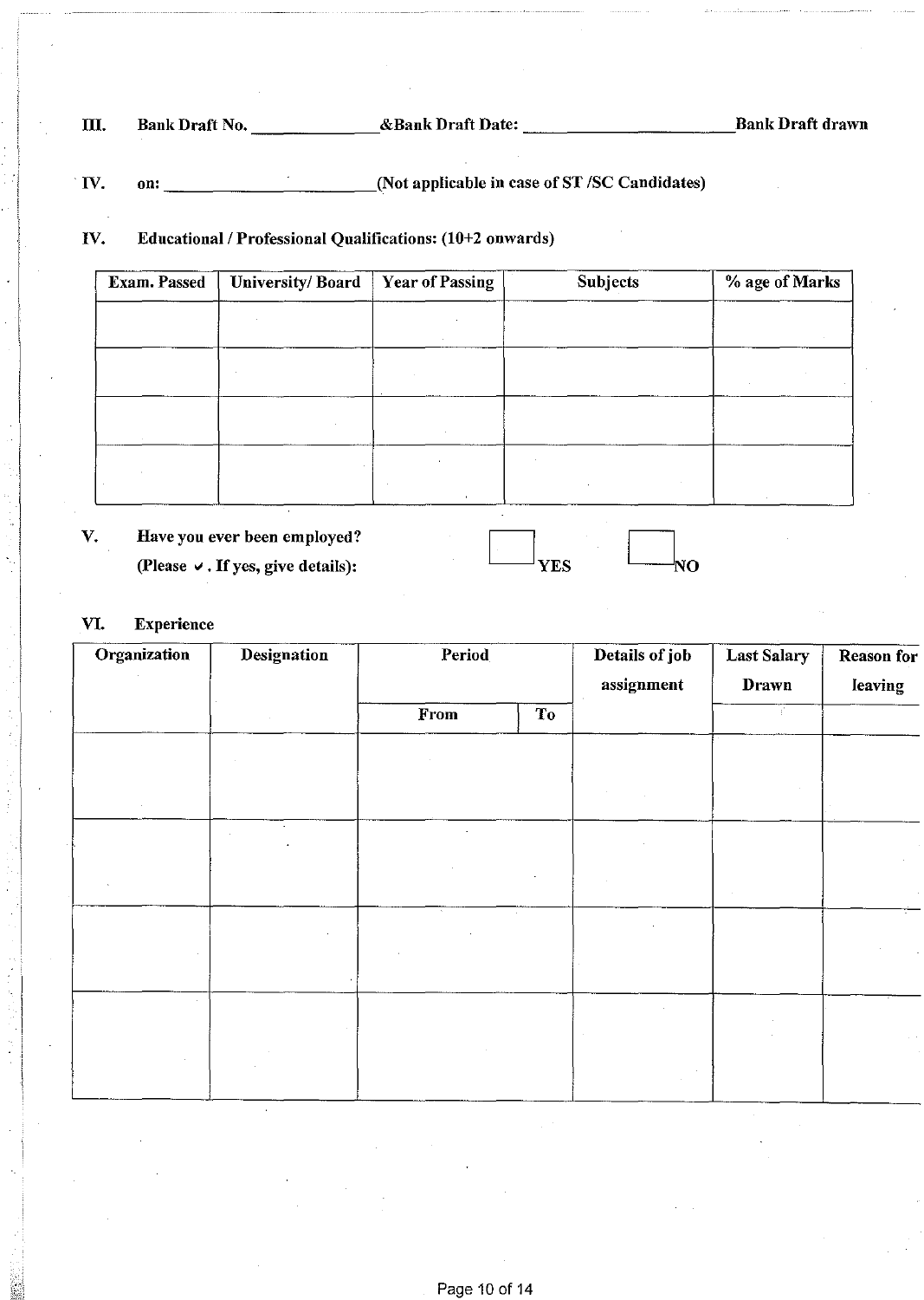**III.** Bank Draft No. \_\_\_\_\_\_\_\_\_\_\_\_\_\_&Bank Draft Date: \_\_\_\_\_\_\_\_\_\_\_\_\_\_\_\_\_\_\_\_\_\_\_\_Bank Draft drawn

**IV.** on: \_\_\_\_\_\_\_\_\_\_\_\_\_\_\_\_\_\_\_\_\_\_\_\_(Not applicable in case of ST /SC Candidates)

**IV.** **Educational / Professional Qualifications: (10+2 onwards)**

| Exam. Passed | University/ Board | Year of Passing | Subjects | % age of Marks |
|---|---|---|---|---|
| | | | | |
| | | | | |
| | | | | |
| | | | | |

**V.** **Have you ever been employed?**
**(Please ✓. If yes, give details):** ☐ **YES** ☐ **NO**

**VI.** **Experience**

| Organization | Designation | Period | | Details of job assignment | Last Salary Drawn | Reason for leaving |
|---|---|---|---|---|---|---|
| | | From | To | | | |
| | | | | | | |
| | | | | | | |
| | | | | | | |
| | | | | | | |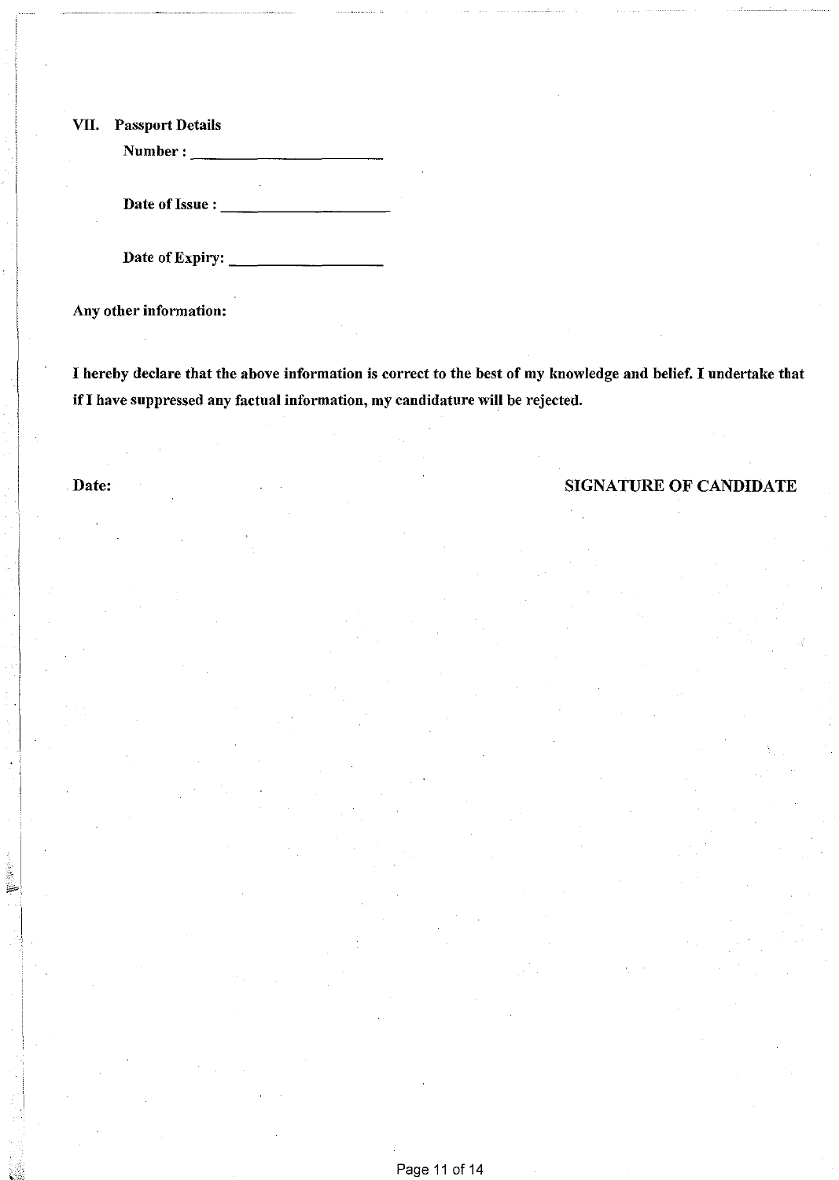**VII. Passport Details**

**Number : ______________________**

**Date of Issue : ____________________**

**Date of Expiry: __________________**

**Any other information:**

**I hereby declare that the above information is correct to the best of my knowledge and belief. I undertake that if I have suppressed any factual information, my candidature will be rejected.**

**Date:** **SIGNATURE OF CANDIDATE**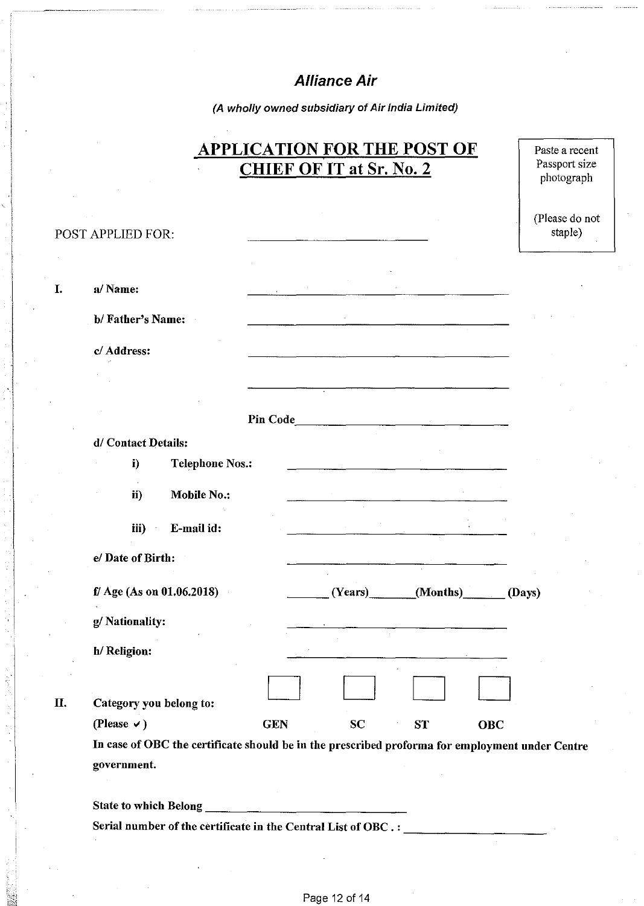## *Alliance Air*

*(A wholly owned subsidiary of Air India Limited)*

# APPLICATION FOR THE POST OF CHIEF OF IT at Sr. No. 2

Paste a recent Passport size photograph

(Please do not staple)

POST APPLIED FOR: ____________________

**I.**

**a/ Name:** ____________________

**b/ Father's Name:** ____________________

**c/ Address:** ____________________

____________________

**Pin Code** ____________________

**d/ Contact Details:**

- **i) Telephone Nos.:** ____________________
- **ii) Mobile No.:** ____________________
- **iii) E-mail id:** ____________________

**e/ Date of Birth:** ____________________

**f/ Age (As on 01.06.2018)** ______ **(Years)** ______ **(Months)** ______ **(Days)**

**g/ Nationality:** ____________________

**h/ Religion:** ____________________

**II. Category you belong to:**

**(Please ✓)**

| ☐ | ☐ | ☐ | ☐ |
|---|---|---|---|
| **GEN** | **SC** | **ST** | **OBC** |

**In case of OBC the certificate should be in the prescribed proforma for employment under Centre government.**

**State to which Belong** ____________________

**Serial number of the certificate in the Central List of OBC . :** ____________________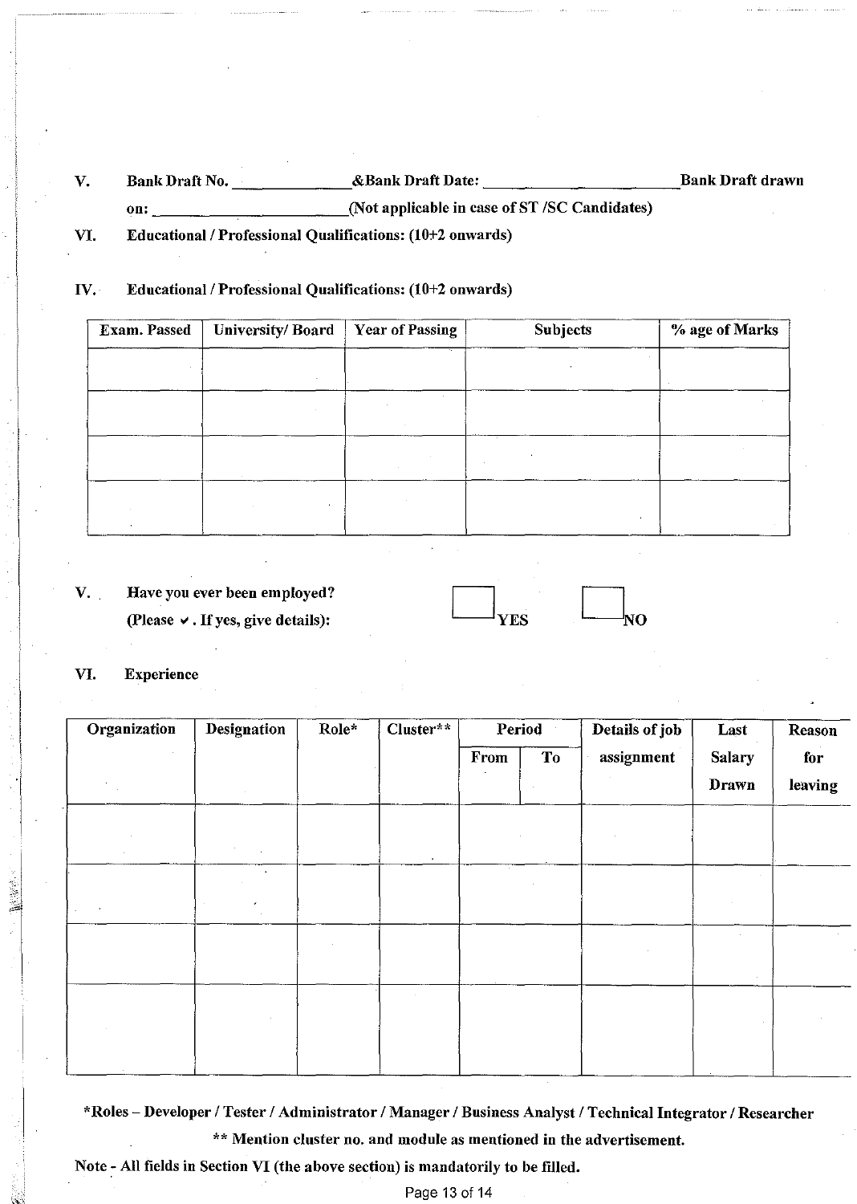V. Bank Draft No. ____________ &Bank Draft Date: ____________________ Bank Draft drawn on: ____________________ (Not applicable in case of ST /SC Candidates)

VI. **Educational / Professional Qualifications: (10+2 onwards)**

IV. **Educational / Professional Qualifications: (10+2 onwards)**

| Exam. Passed | University/ Board | Year of Passing | Subjects | % age of Marks |
|---|---|---|---|---|
| | | | | |
| | | | | |
| | | | | |
| | | | | |

V. **Have you ever been employed?**
**(Please ✓. If yes, give details):** ☐ **YES** ☐ **NO**

VI. **Experience**

| Organization | Designation | Role* | Cluster** | Period | | Details of job assignment | Last Salary Drawn | Reason for leaving |
|---|---|---|---|---|---|---|---|---|
| | | | | From | To | | | |
| | | | | | | | | |
| | | | | | | | | |
| | | | | | | | | |
| | | | | | | | | |

**\*Roles – Developer / Tester / Administrator / Manager / Business Analyst / Technical Integrator / Researcher**

**\*\* Mention cluster no. and module as mentioned in the advertisement.**

**Note - All fields in Section VI (the above section) is mandatorily to be filled.**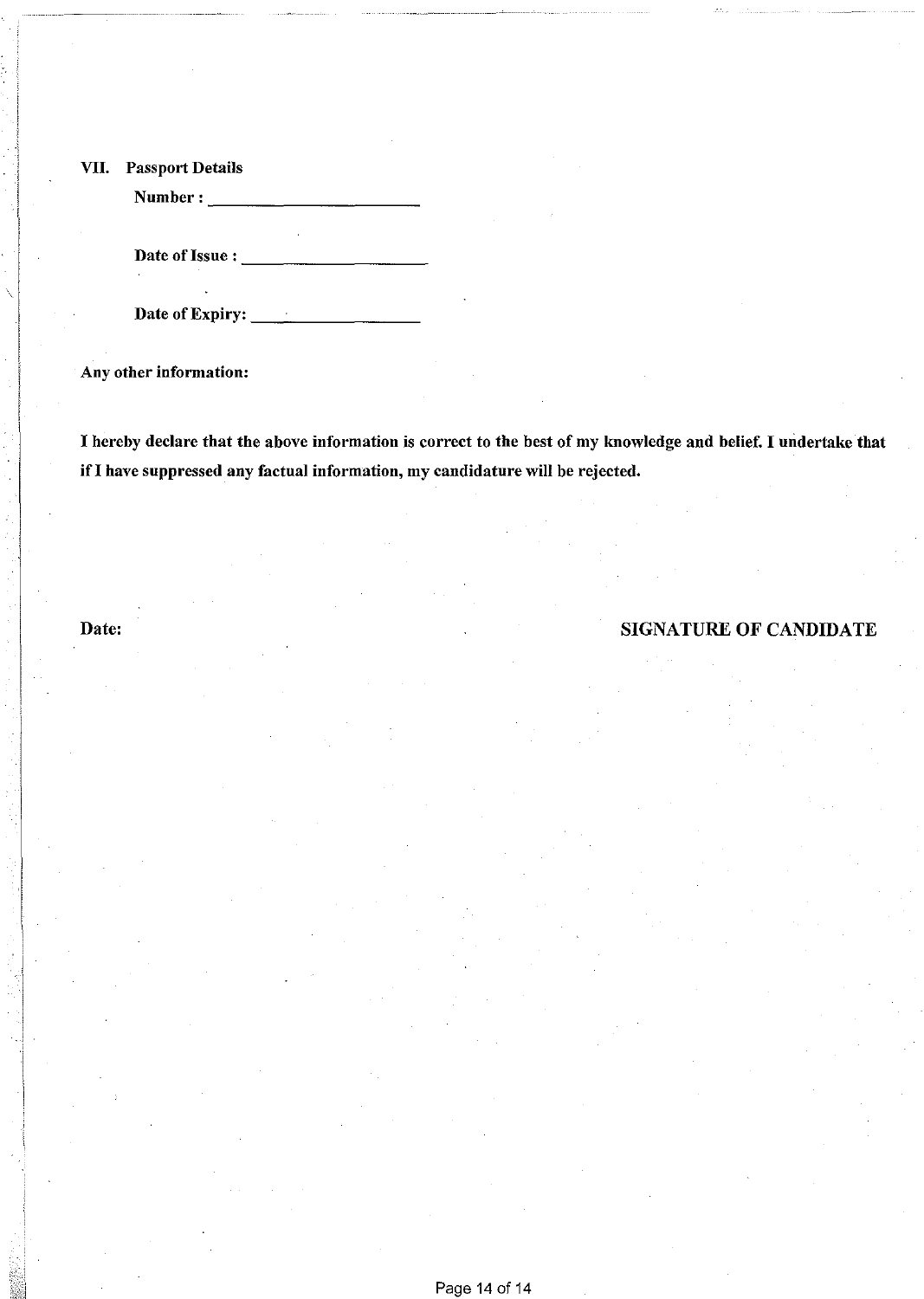**VII. Passport Details**

**Number : \_\_\_\_\_\_\_\_\_\_\_\_\_\_\_\_\_\_\_\_\_\_\_\_**

**Date of Issue : \_\_\_\_\_\_\_\_\_\_\_\_\_\_\_\_\_\_\_\_\_\_**

**Date of Expiry: \_\_\_\_\_\_\_\_\_\_\_\_\_\_\_\_\_\_\_\_**

**Any other information:**

**I hereby declare that the above information is correct to the best of my knowledge and belief. I undertake that if I have suppressed any factual information, my candidature will be rejected.**

**Date:**

**SIGNATURE OF CANDIDATE**